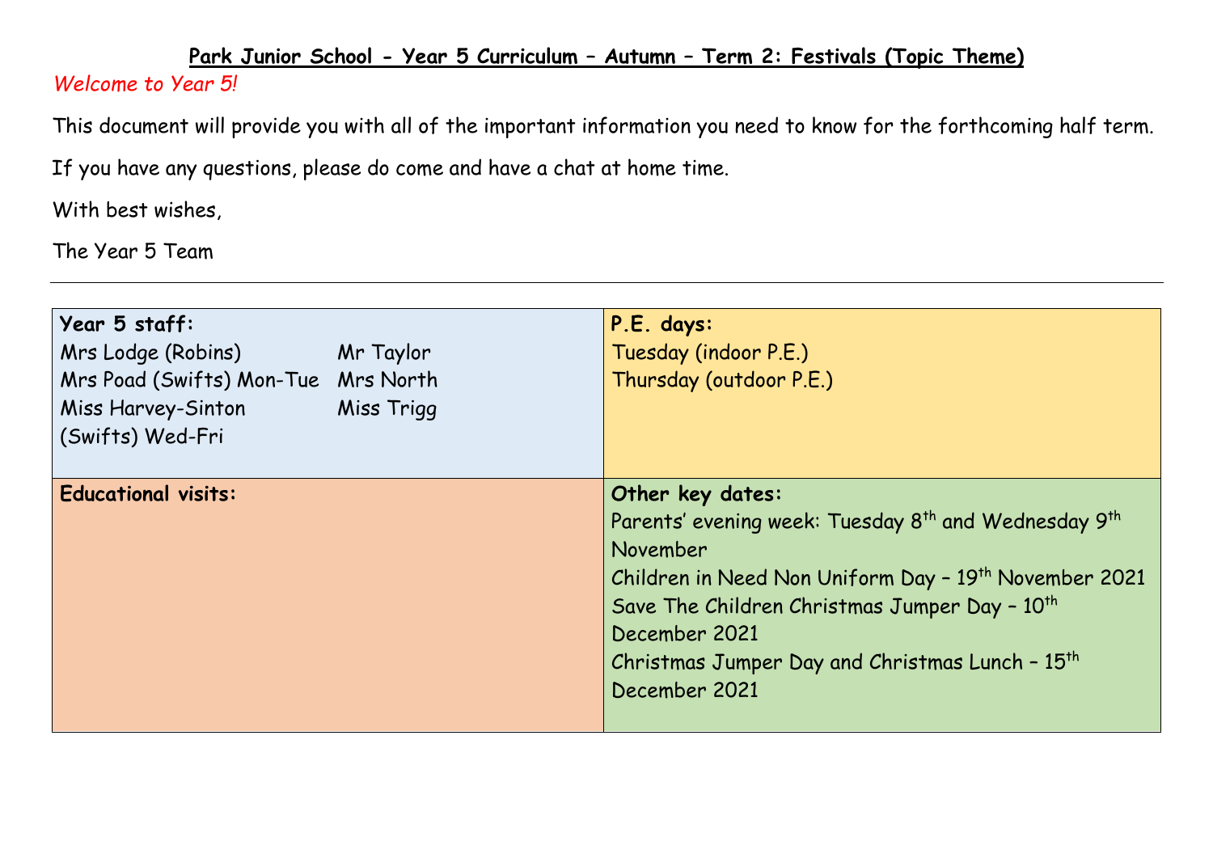# Park Junior School - Year 5 Curriculum – Autumn – Term 2: Festivals (Topic Theme)

*Welcome to Year 5!*

This document will provide you with all of the important information you need to know for the forthcoming half term.

If you have any questions, please do come and have a chat at home time.

With best wishes,

The Year 5 Team

---

| **Year 5 staff:** | **P.E. days:** |
|---|---|
| Mrs Lodge (Robins)<br>Mrs Poad (Swifts) Mon-Tue<br>Miss Harvey-Sinton (Swifts) Wed-Fri<br>Mr Taylor<br>Mrs North<br>Miss Trigg | Tuesday (indoor P.E.)<br>Thursday (outdoor P.E.) |
| **Educational visits:** | **Other key dates:**<br>Parents' evening week: Tuesday 8th and Wednesday 9th November<br>Children in Need Non Uniform Day – 19th November 2021<br>Save The Children Christmas Jumper Day – 10th December 2021<br>Christmas Jumper Day and Christmas Lunch – 15th December 2021 |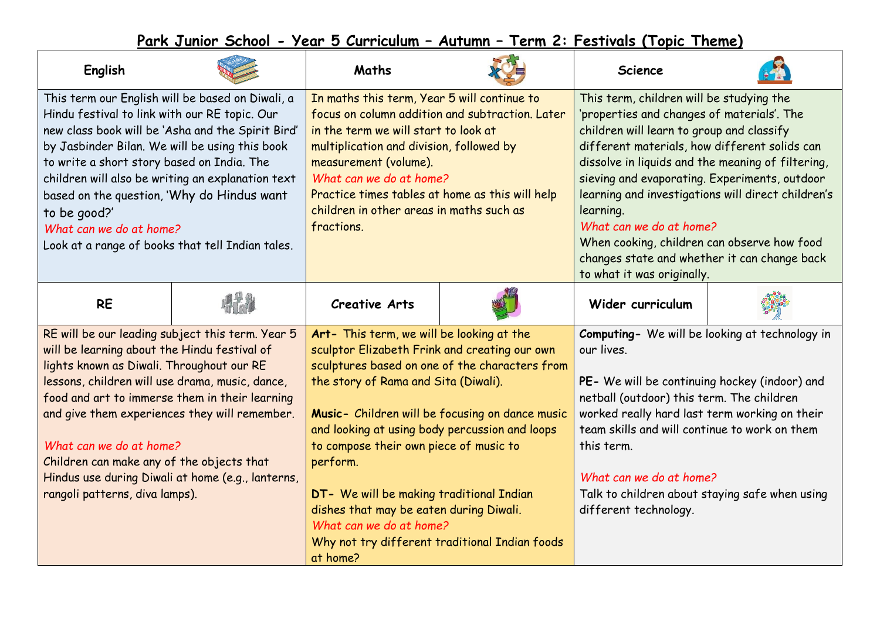# Park Junior School - Year 5 Curriculum – Autumn – Term 2: Festivals (Topic Theme)

## English

This term our English will be based on Diwali, a Hindu festival to link with our RE topic. Our new class book will be 'Asha and the Spirit Bird' by Jasbinder Bilan. We will be using this book to write a short story based on India. The children will also be writing an explanation text based on the question, 'Why do Hindus want to be good?'

*What can we do at home?*

Look at a range of books that tell Indian tales.

## Maths

In maths this term, Year 5 will continue to focus on column addition and subtraction. Later in the term we will start to look at multiplication and division, followed by measurement (volume).

*What can we do at home?*

Practice times tables at home as this will help children in other areas in maths such as fractions.

## Science

This term, children will be studying the 'properties and changes of materials'. The children will learn to group and classify different materials, how different solids can dissolve in liquids and the meaning of filtering, sieving and evaporating. Experiments, outdoor learning and investigations will direct children's learning.

*What can we do at home?*

When cooking, children can observe how food changes state and whether it can change back to what it was originally.

## RE

RE will be our leading subject this term. Year 5 will be learning about the Hindu festival of lights known as Diwali. Throughout our RE lessons, children will use drama, music, dance, food and art to immerse them in their learning and give them experiences they will remember.

*What can we do at home?*

Children can make any of the objects that Hindus use during Diwali at home (e.g., lanterns, rangoli patterns, diva lamps).

## Creative Arts

**Art-** This term, we will be looking at the sculptor Elizabeth Frink and creating our own sculptures based on one of the characters from the story of Rama and Sita (Diwali).

**Music-** Children will be focusing on dance music and looking at using body percussion and loops to compose their own piece of music to perform.

**DT-** We will be making traditional Indian dishes that may be eaten during Diwali.

*What can we do at home?*

Why not try different traditional Indian foods at home?

## Wider curriculum

**Computing-** We will be looking at technology in our lives.

**PE-** We will be continuing hockey (indoor) and netball (outdoor) this term. The children worked really hard last term working on their team skills and will continue to work on them this term.

*What can we do at home?*

Talk to children about staying safe when using different technology.